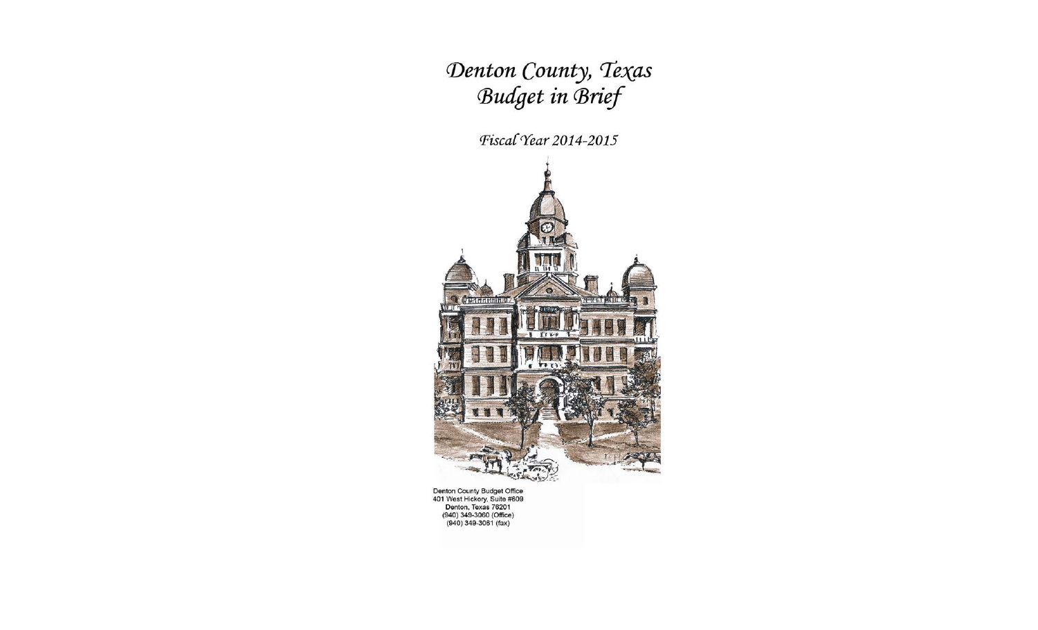# *Denton County, Texas*
# *Budget in Brief*

*Fiscal Year 2014-2015*

Denton County Budget Office
401 West Hickory, Suite #609
Denton, Texas 76201
(940) 349-3060 (Office)
(940) 349-3061 (fax)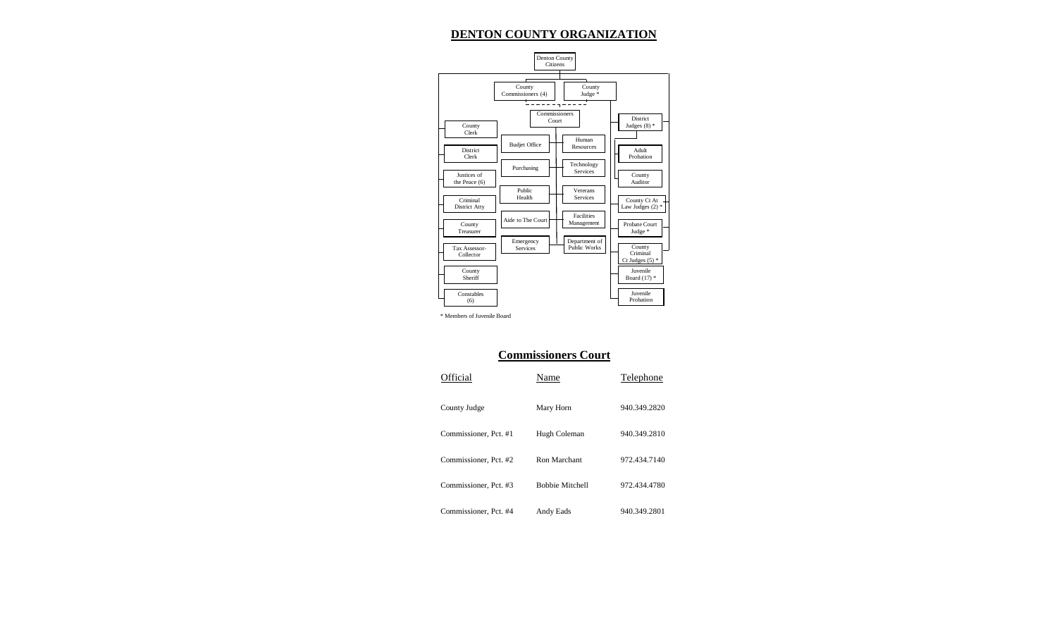# DENTON COUNTY ORGANIZATION

- Denton County Citizens
  - County Commissioners (4)
  - County Judge *
    - Commissioners Court
      - Budjet Office
      - Purchasing
      - Public Health
      - Aide to The Court
      - Emergency Services
      - Human Resources
      - Technology Services
      - Veterans Services
      - Facilities Management
      - Department of Public Works
  - County Clerk
  - District Clerk
  - Justices of the Peace (6)
  - Criminal District Atty
  - County Treasurer
  - Tax Assessor-Collector
  - County Sheriff
  - Constables (6)
  - District Judges (8) *
    - Adult Probation
    - County Auditor
  - County Ct At Law Judges (2) *
  - Probate Court Judge *
  - County Criminal Ct Judges (5) *
  - Juvenile Board (17) *
    - Juvenile Probation

\* Members of Juvenile Board

## Commissioners Court

| Official | Name | Telephone |
|---|---|---|
| County Judge | Mary Horn | 940.349.2820 |
| Commissioner, Pct. #1 | Hugh Coleman | 940.349.2810 |
| Commissioner, Pct. #2 | Ron Marchant | 972.434.7140 |
| Commissioner, Pct. #3 | Bobbie Mitchell | 972.434.4780 |
| Commissioner, Pct. #4 | Andy Eads | 940.349.2801 |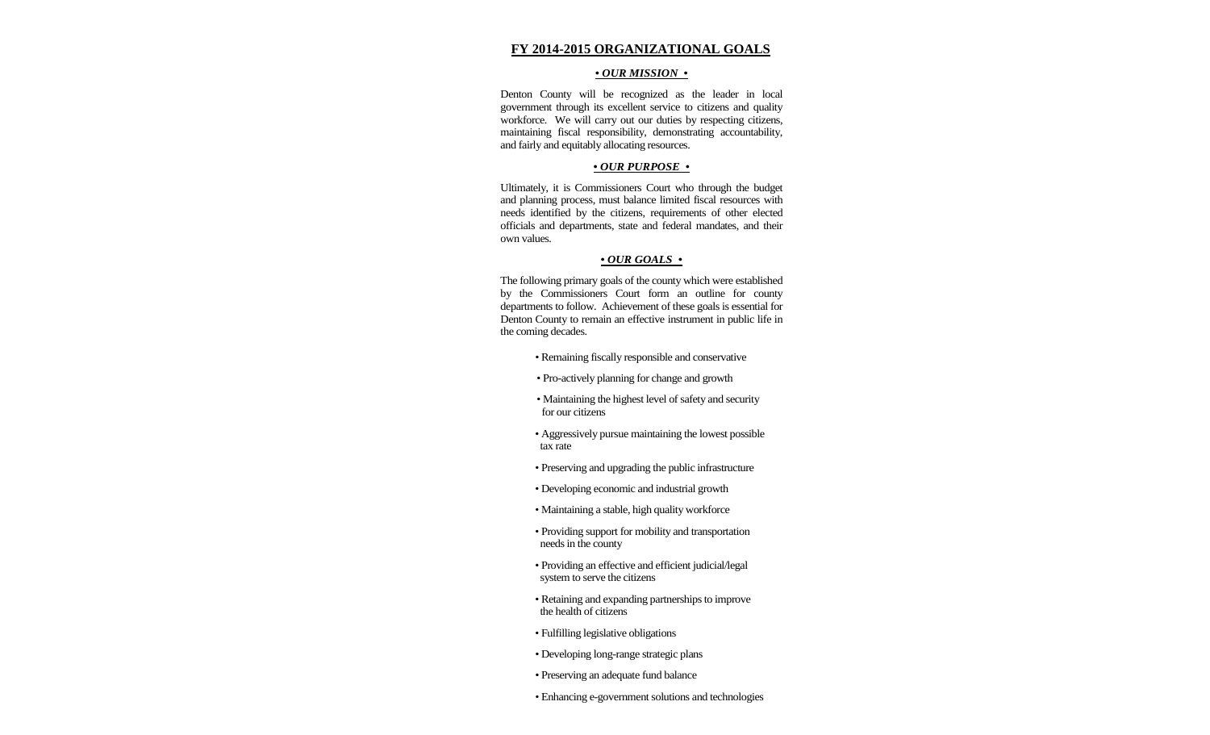# FY 2014-2015 ORGANIZATIONAL GOALS

## *• OUR MISSION •*

Denton County will be recognized as the leader in local government through its excellent service to citizens and quality workforce. We will carry out our duties by respecting citizens, maintaining fiscal responsibility, demonstrating accountability, and fairly and equitably allocating resources.

## *• OUR PURPOSE •*

Ultimately, it is Commissioners Court who through the budget and planning process, must balance limited fiscal resources with needs identified by the citizens, requirements of other elected officials and departments, state and federal mandates, and their own values.

## *• OUR GOALS •*

The following primary goals of the county which were established by the Commissioners Court form an outline for county departments to follow. Achievement of these goals is essential for Denton County to remain an effective instrument in public life in the coming decades.

- Remaining fiscally responsible and conservative
- Pro-actively planning for change and growth
- Maintaining the highest level of safety and security for our citizens
- Aggressively pursue maintaining the lowest possible tax rate
- Preserving and upgrading the public infrastructure
- Developing economic and industrial growth
- Maintaining a stable, high quality workforce
- Providing support for mobility and transportation needs in the county
- Providing an effective and efficient judicial/legal system to serve the citizens
- Retaining and expanding partnerships to improve the health of citizens
- Fulfilling legislative obligations
- Developing long-range strategic plans
- Preserving an adequate fund balance
- Enhancing e-government solutions and technologies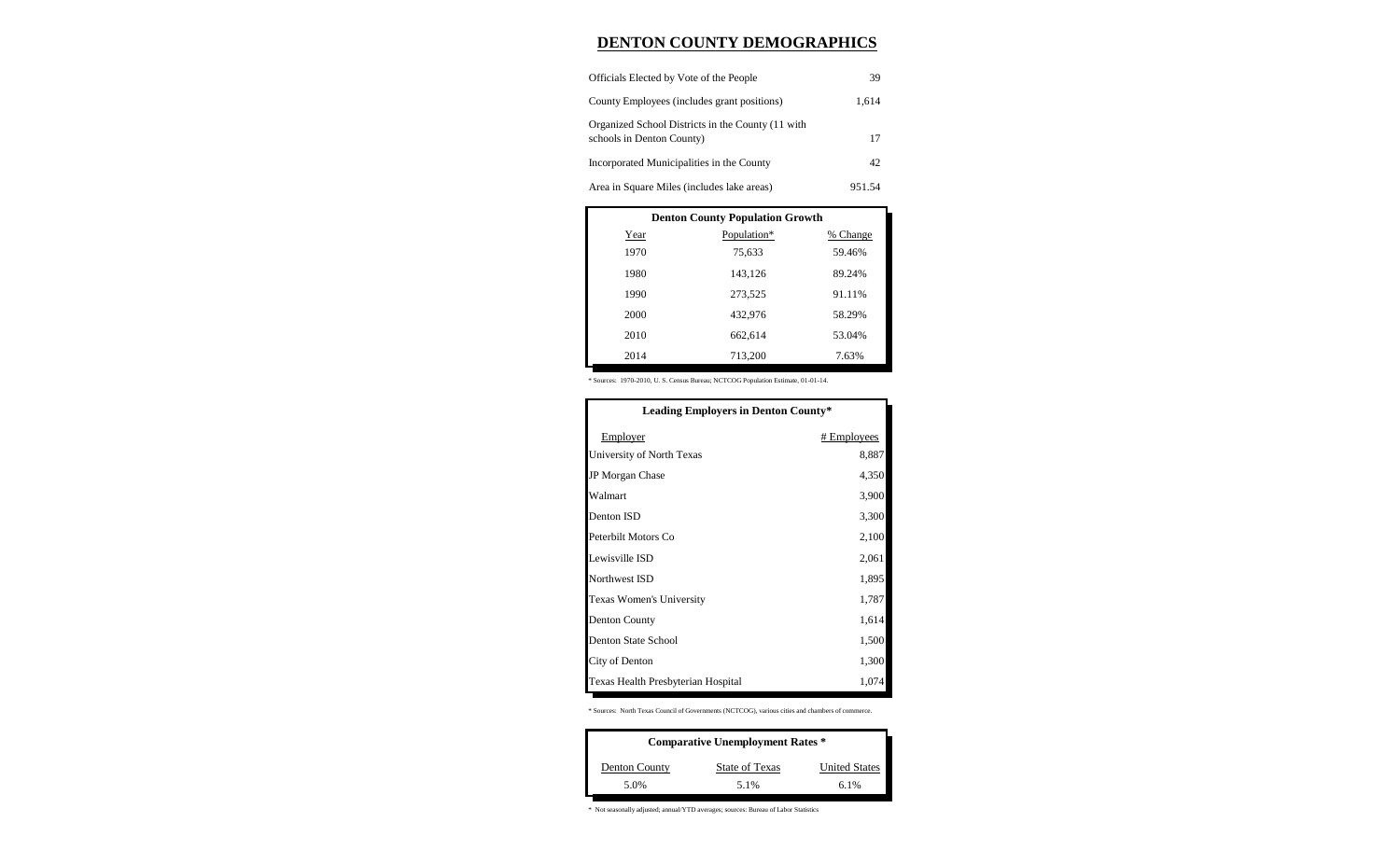# DENTON COUNTY DEMOGRAPHICS

| | |
|---|---|
| Officials Elected by Vote of the People | 39 |
| County Employees (includes grant positions) | 1,614 |
| Organized School Districts in the County (11 with schools in Denton County) | 17 |
| Incorporated Municipalities in the County | 42 |
| Area in Square Miles (includes lake areas) | 951.54 |

**Denton County Population Growth**

| Year | Population* | % Change |
|---|---|---|
| 1970 | 75,633 | 59.46% |
| 1980 | 143,126 | 89.24% |
| 1990 | 273,525 | 91.11% |
| 2000 | 432,976 | 58.29% |
| 2010 | 662,614 | 53.04% |
| 2014 | 713,200 | 7.63% |

* Sources: 1970-2010, U. S. Census Bureau; NCTCOG Population Estimate, 01-01-14.

**Leading Employers in Denton County***

| Employer | # Employees |
|---|---|
| University of North Texas | 8,887 |
| JP Morgan Chase | 4,350 |
| Walmart | 3,900 |
| Denton ISD | 3,300 |
| Peterbilt Motors Co | 2,100 |
| Lewisville ISD | 2,061 |
| Northwest ISD | 1,895 |
| Texas Women's University | 1,787 |
| Denton County | 1,614 |
| Denton State School | 1,500 |
| City of Denton | 1,300 |
| Texas Health Presbyterian Hospital | 1,074 |

* Sources: North Texas Council of Governments (NCTCOG), various cities and chambers of commerce.

**Comparative Unemployment Rates ***

| Denton County | State of Texas | United States |
|---|---|---|
| 5.0% | 5.1% | 6.1% |

* Not seasonally adjusted; annual/YTD averages; sources: Bureau of Labor Statistics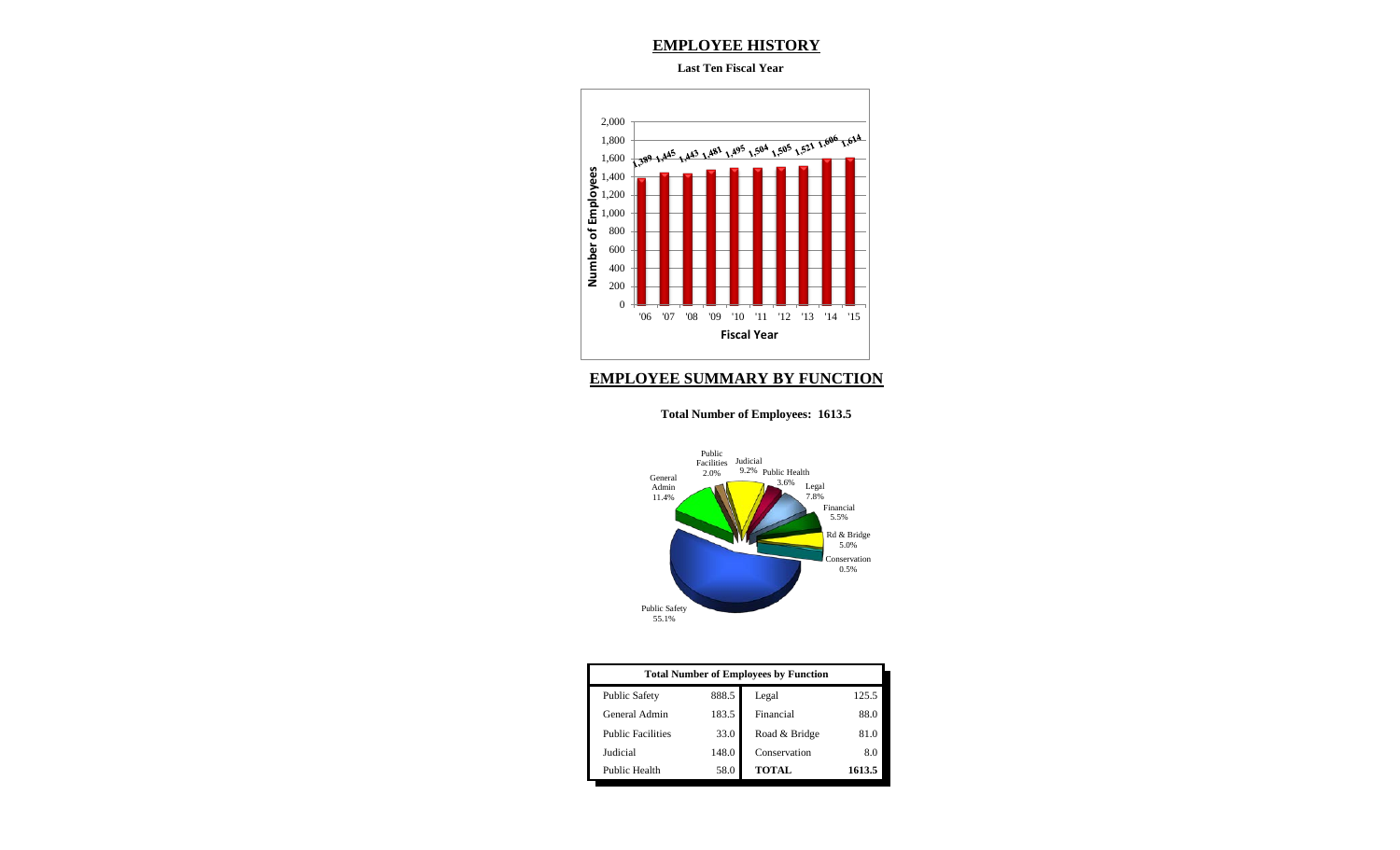## EMPLOYEE HISTORY

**Last Ten Fiscal Year**

| Fiscal Year | Number of Employees |
|---|---|
| '06 | 1,389 |
| '07 | 1,445 |
| '08 | 1,443 |
| '09 | 1,481 |
| '10 | 1,495 |
| '11 | 1,504 |
| '12 | 1,505 |
| '13 | 1,521 |
| '14 | 1,606 |
| '15 | 1,614 |

## EMPLOYEE SUMMARY BY FUNCTION

**Total Number of Employees: 1613.5**

| Function | Percent |
|---|---|
| Public Safety | 55.1% |
| General Admin | 11.4% |
| Public Facilities | 2.0% |
| Judicial | 9.2% |
| Public Health | 3.6% |
| Legal | 7.8% |
| Financial | 5.5% |
| Rd & Bridge | 5.0% |
| Conservation | 0.5% |

| Total Number of Employees by Function | | | |
|---|---|---|---|
| Public Safety | 888.5 | Legal | 125.5 |
| General Admin | 183.5 | Financial | 88.0 |
| Public Facilities | 33.0 | Road & Bridge | 81.0 |
| Judicial | 148.0 | Conservation | 8.0 |
| Public Health | 58.0 | **TOTAL** | **1613.5** |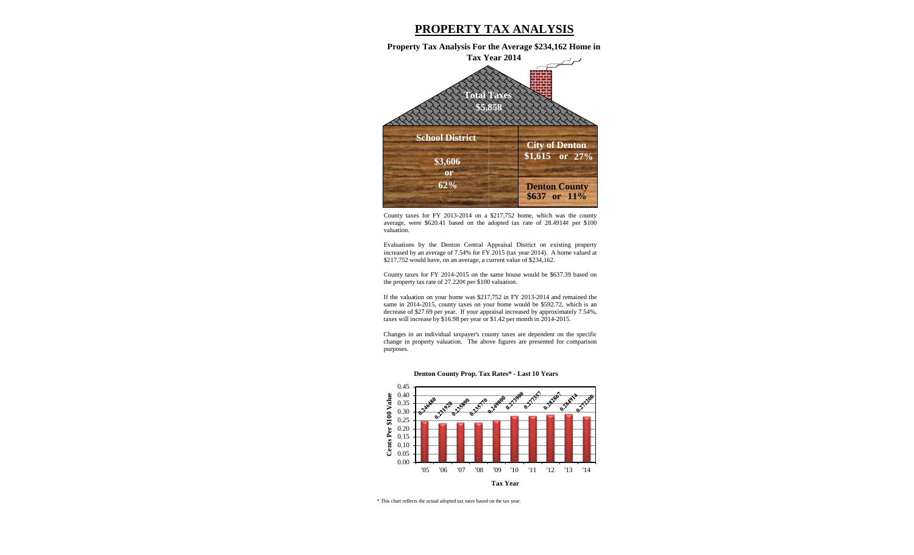# PROPERTY TAX ANALYSIS

**Property Tax Analysis For the Average $234,162 Home in Tax Year 2014**

**Total Taxes $5,858**

| School District | City of Denton / Denton County |
|---|---|
| **$3,606 or 62%** | **City of Denton $1,615 or 27%** |
| | **Denton County $637 or 11%** |

County taxes for FY 2013-2014 on a $217,752 home, which was the county average, were $620.41 based on the adopted tax rate of 28.4914¢ per $100 valuation.

Evaluations by the Denton Central Appraisal District on existing property increased by an average of 7.54% for FY 2015 (tax year 2014). A home valued at $217,752 would have, on an average, a current value of $234,162.

County taxes for FY 2014-2015 on the same house would be $637.39 based on the property tax rate of 27.220¢ per $100 valuation.

If the valuation on your home was $217,752 in FY 2013-2014 and remained the same in 2014-2015, county taxes on your home would be $592.72, which is an decrease of $27.69 per year. If your appraisal increased by approximately 7.54%, taxes will increase by $16.98 per year or $1.42 per month in 2014-2015.

Changes in an individual taxpayer's county taxes are dependent on the specific change in property valuation. The above figures are presented for comparison purposes.

**Denton County Prop. Tax Rates* - Last 10 Years**

| Tax Year | Cents Per $100 Value |
|---|---|
| '05 | 0.246480 |
| '06 | 0.231920 |
| '07 | 0.235890 |
| '08 | 0.235770 |
| '09 | 0.249800 |
| '10 | 0.273900 |
| '11 | 0.277357 |
| '12 | 0.282867 |
| '13 | 0.284914 |
| '14 | 0.272200 |

* This chart reflects the actual adopted tax rates based on the tax year.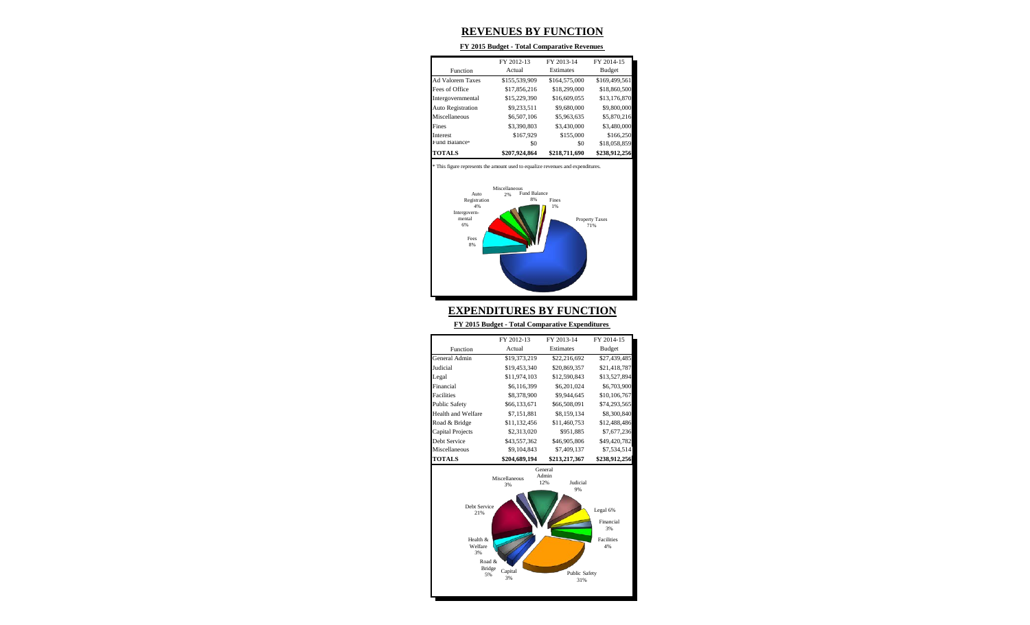# REVENUES BY FUNCTION

**FY 2015 Budget - Total Comparative Revenues**

| Function | FY 2012-13 Actual | FY 2013-14 Estimates | FY 2014-15 Budget |
|---|---|---|---|
| Ad Valorem Taxes | $155,539,909 | $164,575,000 | $169,499,561 |
| Fees of Office | $17,856,216 | $18,299,000 | $18,860,500 |
| Intergovernmental | $15,229,390 | $16,609,055 | $13,176,870 |
| Auto Registration | $9,233,511 | $9,680,000 | $9,800,000 |
| Miscellaneous | $6,507,106 | $5,963,635 | $5,870,216 |
| Fines | $3,390,803 | $3,430,000 | $3,480,000 |
| Interest | $167,929 | $155,000 | $166,250 |
| Fund Balance* | $0 | $0 | $18,058,859 |
| **TOTALS** | **$207,924,864** | **$218,711,690** | **$238,912,256** |

\* This figure represents the amount used to equalize revenues and expenditures.

Property Taxes 71%, Fees 8%, Intergovernmental 6%, Auto Registration 4%, Miscellaneous 2%, Fund Balance 8%, Fines 1%

# EXPENDITURES BY FUNCTION

**FY 2015 Budget - Total Comparative Expenditures**

| Function | FY 2012-13 Actual | FY 2013-14 Estimates | FY 2014-15 Budget |
|---|---|---|---|
| General Admin | $19,373,219 | $22,216,692 | $27,439,485 |
| Judicial | $19,453,340 | $20,869,357 | $21,418,787 |
| Legal | $11,974,103 | $12,590,843 | $13,527,894 |
| Financial | $6,116,399 | $6,201,024 | $6,703,900 |
| Facilities | $8,378,900 | $9,944,645 | $10,106,767 |
| Public Safety | $66,133,671 | $66,508,091 | $74,293,565 |
| Health and Welfare | $7,151,881 | $8,159,134 | $8,300,840 |
| Road & Bridge | $11,132,456 | $11,460,753 | $12,488,486 |
| Capital Projects | $2,313,020 | $951,885 | $7,677,236 |
| Debt Service | $43,557,362 | $46,905,806 | $49,420,782 |
| Miscellaneous | $9,104,843 | $7,409,137 | $7,534,514 |
| **TOTALS** | **$204,689,194** | **$213,217,367** | **$238,912,256** |

General Admin 12%, Judicial 9%, Legal 6%, Financial 3%, Facilities 4%, Public Safety 31%, Capital 3%, Road & Bridge 5%, Health & Welfare 3%, Debt Service 21%, Miscellaneous 3%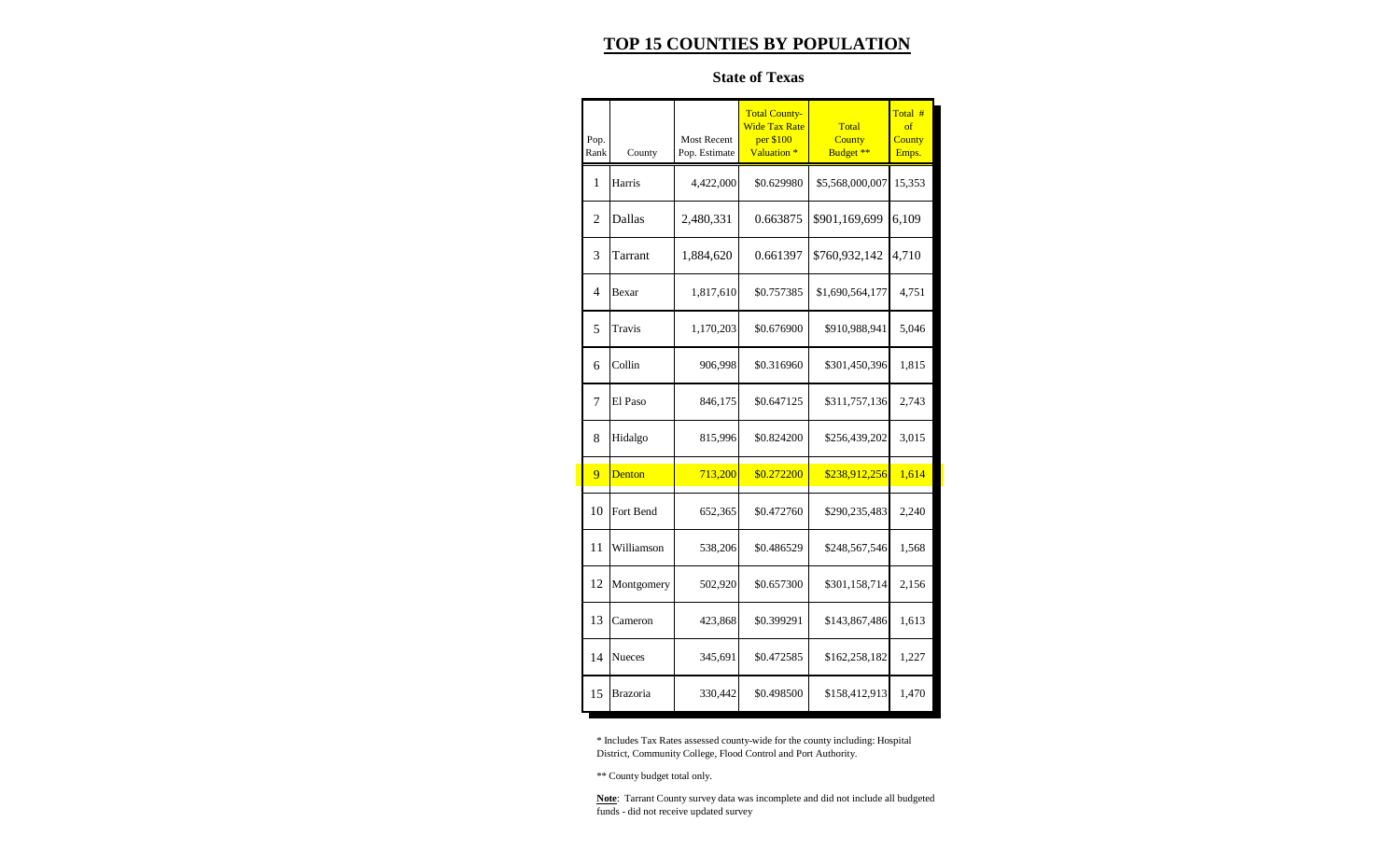# TOP 15 COUNTIES BY POPULATION

**State of Texas**

| Pop. Rank | County | Most Recent Pop. Estimate | Total County-Wide Tax Rate per $100 Valuation * | Total County Budget ** | Total # of County Emps. |
|---|---|---|---|---|---|
| 1 | Harris | 4,422,000 | $0.629980 | $5,568,000,007 | 15,353 |
| 2 | Dallas | 2,480,331 | 0.663875 | $901,169,699 | 6,109 |
| 3 | Tarrant | 1,884,620 | 0.661397 | $760,932,142 | 4,710 |
| 4 | Bexar | 1,817,610 | $0.757385 | $1,690,564,177 | 4,751 |
| 5 | Travis | 1,170,203 | $0.676900 | $910,988,941 | 5,046 |
| 6 | Collin | 906,998 | $0.316960 | $301,450,396 | 1,815 |
| 7 | El Paso | 846,175 | $0.647125 | $311,757,136 | 2,743 |
| 8 | Hidalgo | 815,996 | $0.824200 | $256,439,202 | 3,015 |
| 9 | Denton | 713,200 | $0.272200 | $238,912,256 | 1,614 |
| 10 | Fort Bend | 652,365 | $0.472760 | $290,235,483 | 2,240 |
| 11 | Williamson | 538,206 | $0.486529 | $248,567,546 | 1,568 |
| 12 | Montgomery | 502,920 | $0.657300 | $301,158,714 | 2,156 |
| 13 | Cameron | 423,868 | $0.399291 | $143,867,486 | 1,613 |
| 14 | Nueces | 345,691 | $0.472585 | $162,258,182 | 1,227 |
| 15 | Brazoria | 330,442 | $0.498500 | $158,412,913 | 1,470 |

* Includes Tax Rates assessed county-wide for the county including: Hospital District, Community College, Flood Control and Port Authority.

** County budget total only.

**Note**: Tarrant County survey data was incomplete and did not include all budgeted funds - did not receive updated survey